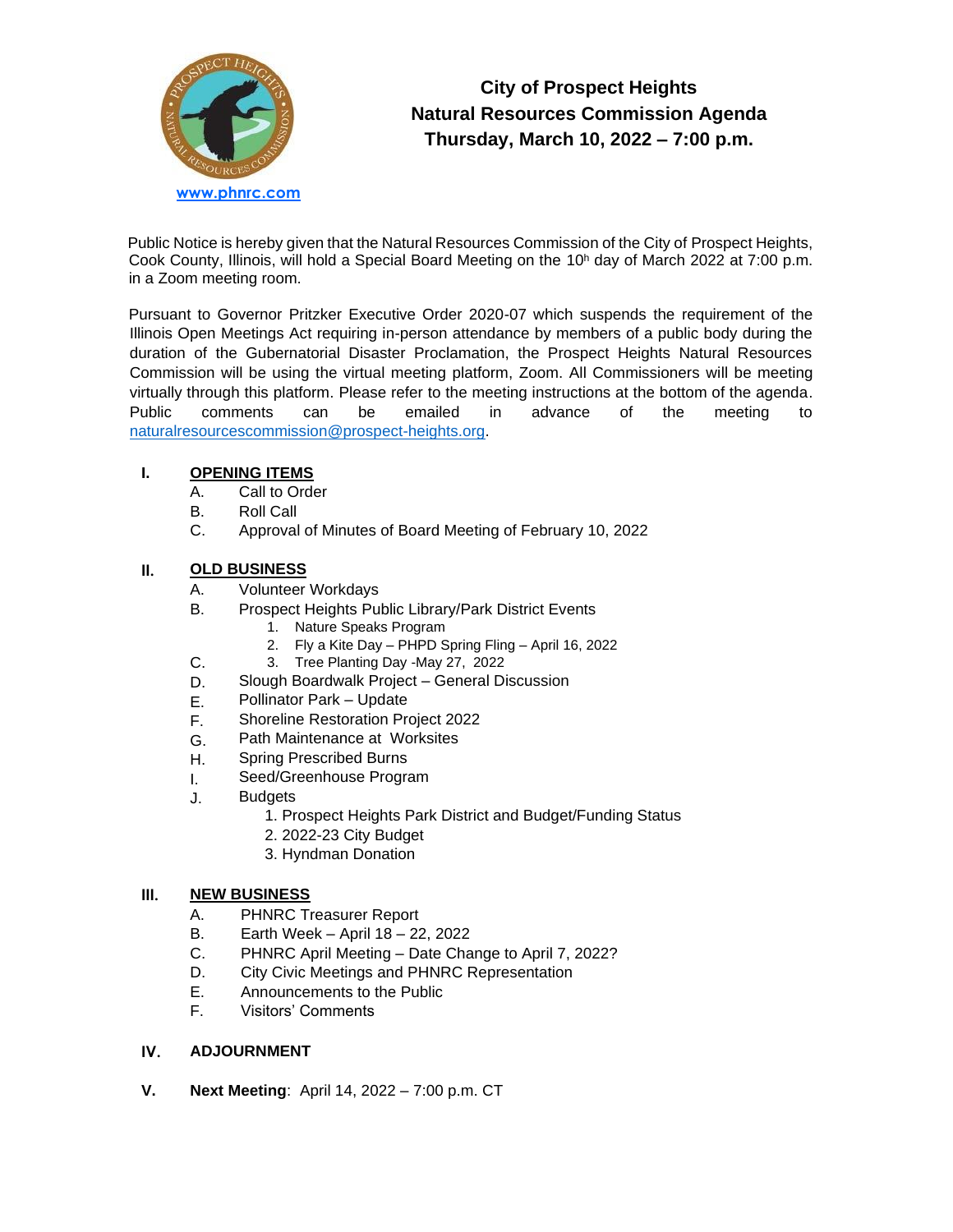www.phnrc.com

# City of Prospect Heights
# Natural Resources Commission Agenda
# Thursday, March 10, 2022 – 7:00 p.m.

Public Notice is hereby given that the Natural Resources Commission of the City of Prospect Heights, Cook County, Illinois, will hold a Special Board Meeting on the 10h day of March 2022 at 7:00 p.m. in a Zoom meeting room.

Pursuant to Governor Pritzker Executive Order 2020-07 which suspends the requirement of the Illinois Open Meetings Act requiring in-person attendance by members of a public body during the duration of the Gubernatorial Disaster Proclamation, the Prospect Heights Natural Resources Commission will be using the virtual meeting platform, Zoom. All Commissioners will be meeting virtually through this platform. Please refer to the meeting instructions at the bottom of the agenda. Public comments can be emailed in advance of the meeting to naturalresourcescommission@prospect-heights.org.

**I. OPENING ITEMS**

A. Call to Order
B. Roll Call
C. Approval of Minutes of Board Meeting of February 10, 2022

**II. OLD BUSINESS**

A. Volunteer Workdays
B. Prospect Heights Public Library/Park District Events
   1. Nature Speaks Program
   2. Fly a Kite Day – PHPD Spring Fling – April 16, 2022
C. 3. Tree Planting Day -May 27, 2022
D. Slough Boardwalk Project – General Discussion
E. Pollinator Park – Update
F. Shoreline Restoration Project 2022
G. Path Maintenance at Worksites
H. Spring Prescribed Burns
I. Seed/Greenhouse Program
J. Budgets
   1. Prospect Heights Park District and Budget/Funding Status
   2. 2022-23 City Budget
   3. Hyndman Donation

**III. NEW BUSINESS**

A. PHNRC Treasurer Report
B. Earth Week – April 18 – 22, 2022
C. PHNRC April Meeting – Date Change to April 7, 2022?
D. City Civic Meetings and PHNRC Representation
E. Announcements to the Public
F. Visitors' Comments

**IV. ADJOURNMENT**

**V. Next Meeting**: April 14, 2022 – 7:00 p.m. CT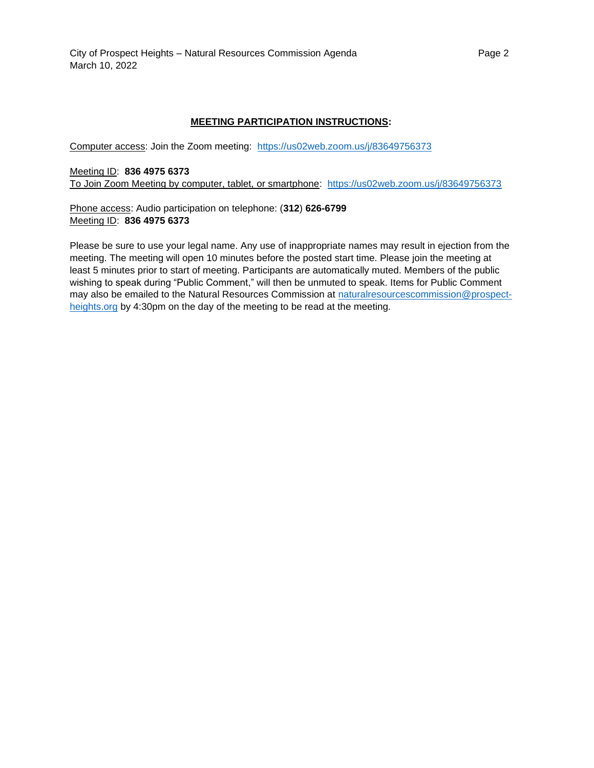## MEETING PARTICIPATION INSTRUCTIONS:

Computer access: Join the Zoom meeting: https://us02web.zoom.us/j/83649756373

Meeting ID: **836 4975 6373**
To Join Zoom Meeting by computer, tablet, or smartphone: https://us02web.zoom.us/j/83649756373

Phone access: Audio participation on telephone: (**312**) **626-6799**
Meeting ID: **836 4975 6373**

Please be sure to use your legal name. Any use of inappropriate names may result in ejection from the meeting. The meeting will open 10 minutes before the posted start time. Please join the meeting at least 5 minutes prior to start of meeting. Participants are automatically muted. Members of the public wishing to speak during "Public Comment," will then be unmuted to speak. Items for Public Comment may also be emailed to the Natural Resources Commission at naturalresourcescommission@prospect-heights.org by 4:30pm on the day of the meeting to be read at the meeting.